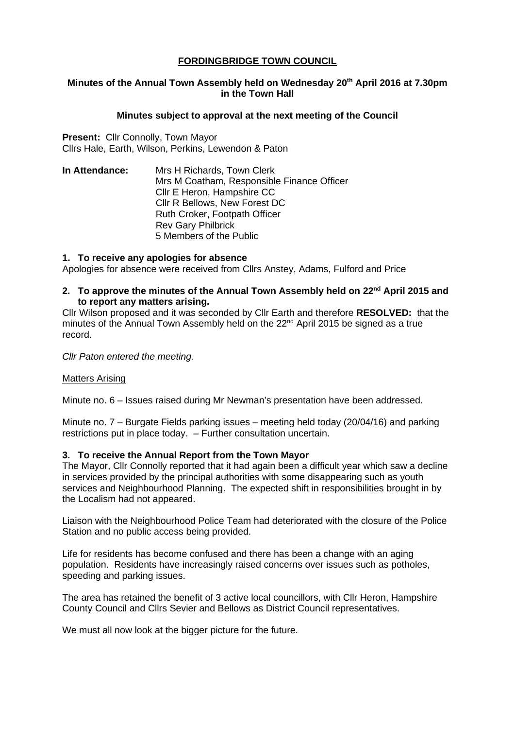# FORDINGBRIDGE TOWN COUNCIL

**Minutes of the Annual Town Assembly held on Wednesday 20th April 2016 at 7.30pm in the Town Hall**

**Minutes subject to approval at the next meeting of the Council**

**Present:** Cllr Connolly, Town Mayor
Cllrs Hale, Earth, Wilson, Perkins, Lewendon & Paton

**In Attendance:**
Mrs H Richards, Town Clerk
Mrs M Coatham, Responsible Finance Officer
Cllr E Heron, Hampshire CC
Cllr R Bellows, New Forest DC
Ruth Croker, Footpath Officer
Rev Gary Philbrick
5 Members of the Public

**1. To receive any apologies for absence**

Apologies for absence were received from Cllrs Anstey, Adams, Fulford and Price

**2. To approve the minutes of the Annual Town Assembly held on 22nd April 2015 and to report any matters arising.**

Cllr Wilson proposed and it was seconded by Cllr Earth and therefore **RESOLVED:** that the minutes of the Annual Town Assembly held on the 22nd April 2015 be signed as a true record.

*Cllr Paton entered the meeting.*

Matters Arising

Minute no. 6 – Issues raised during Mr Newman's presentation have been addressed.

Minute no. 7 – Burgate Fields parking issues – meeting held today (20/04/16) and parking restrictions put in place today. – Further consultation uncertain.

**3. To receive the Annual Report from the Town Mayor**

The Mayor, Cllr Connolly reported that it had again been a difficult year which saw a decline in services provided by the principal authorities with some disappearing such as youth services and Neighbourhood Planning. The expected shift in responsibilities brought in by the Localism had not appeared.

Liaison with the Neighbourhood Police Team had deteriorated with the closure of the Police Station and no public access being provided.

Life for residents has become confused and there has been a change with an aging population. Residents have increasingly raised concerns over issues such as potholes, speeding and parking issues.

The area has retained the benefit of 3 active local councillors, with Cllr Heron, Hampshire County Council and Cllrs Sevier and Bellows as District Council representatives.

We must all now look at the bigger picture for the future.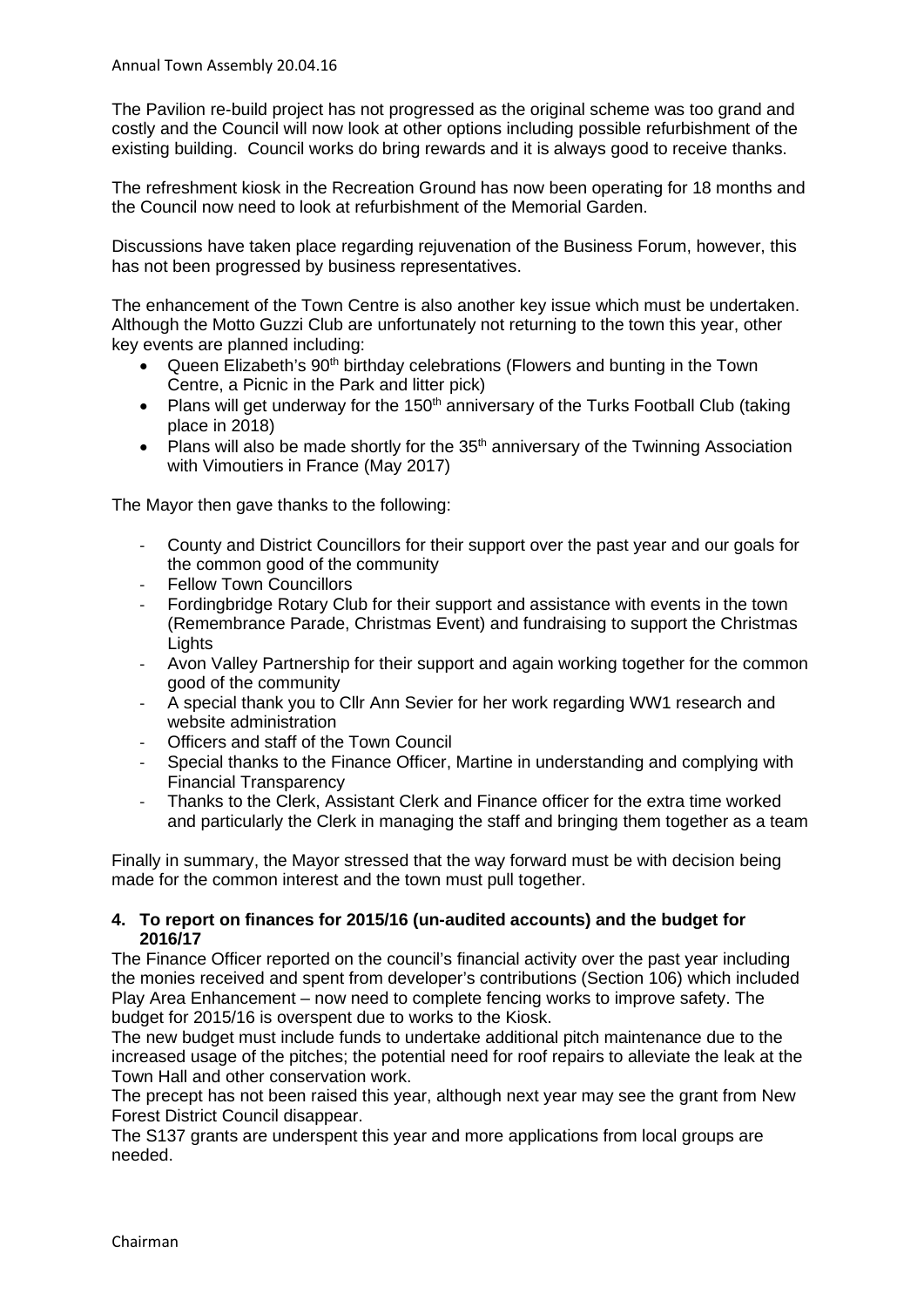The Pavilion re-build project has not progressed as the original scheme was too grand and costly and the Council will now look at other options including possible refurbishment of the existing building. Council works do bring rewards and it is always good to receive thanks.

The refreshment kiosk in the Recreation Ground has now been operating for 18 months and the Council now need to look at refurbishment of the Memorial Garden.

Discussions have taken place regarding rejuvenation of the Business Forum, however, this has not been progressed by business representatives.

The enhancement of the Town Centre is also another key issue which must be undertaken. Although the Motto Guzzi Club are unfortunately not returning to the town this year, other key events are planned including:

- Queen Elizabeth's 90th birthday celebrations (Flowers and bunting in the Town Centre, a Picnic in the Park and litter pick)
- Plans will get underway for the 150th anniversary of the Turks Football Club (taking place in 2018)
- Plans will also be made shortly for the 35th anniversary of the Twinning Association with Vimoutiers in France (May 2017)

The Mayor then gave thanks to the following:

- County and District Councillors for their support over the past year and our goals for the common good of the community
- Fellow Town Councillors
- Fordingbridge Rotary Club for their support and assistance with events in the town (Remembrance Parade, Christmas Event) and fundraising to support the Christmas Lights
- Avon Valley Partnership for their support and again working together for the common good of the community
- A special thank you to Cllr Ann Sevier for her work regarding WW1 research and website administration
- Officers and staff of the Town Council
- Special thanks to the Finance Officer, Martine in understanding and complying with Financial Transparency
- Thanks to the Clerk, Assistant Clerk and Finance officer for the extra time worked and particularly the Clerk in managing the staff and bringing them together as a team

Finally in summary, the Mayor stressed that the way forward must be with decision being made for the common interest and the town must pull together.

**4. To report on finances for 2015/16 (un-audited accounts) and the budget for 2016/17**

The Finance Officer reported on the council's financial activity over the past year including the monies received and spent from developer's contributions (Section 106) which included Play Area Enhancement – now need to complete fencing works to improve safety. The budget for 2015/16 is overspent due to works to the Kiosk.

The new budget must include funds to undertake additional pitch maintenance due to the increased usage of the pitches; the potential need for roof repairs to alleviate the leak at the Town Hall and other conservation work.

The precept has not been raised this year, although next year may see the grant from New Forest District Council disappear.

The S137 grants are underspent this year and more applications from local groups are needed.

Chairman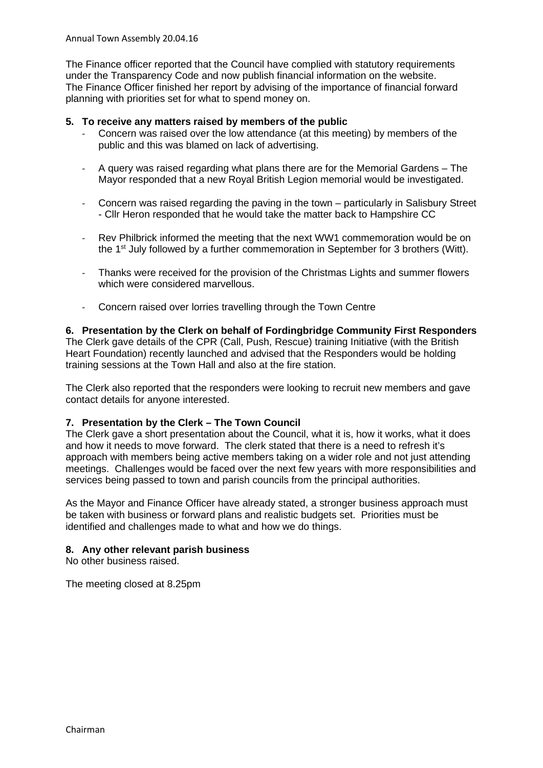The Finance officer reported that the Council have complied with statutory requirements under the Transparency Code and now publish financial information on the website. The Finance Officer finished her report by advising of the importance of financial forward planning with priorities set for what to spend money on.

**5. To receive any matters raised by members of the public**

- Concern was raised over the low attendance (at this meeting) by members of the public and this was blamed on lack of advertising.
- A query was raised regarding what plans there are for the Memorial Gardens – The Mayor responded that a new Royal British Legion memorial would be investigated.
- Concern was raised regarding the paving in the town – particularly in Salisbury Street - Cllr Heron responded that he would take the matter back to Hampshire CC
- Rev Philbrick informed the meeting that the next WW1 commemoration would be on the 1st July followed by a further commemoration in September for 3 brothers (Witt).
- Thanks were received for the provision of the Christmas Lights and summer flowers which were considered marvellous.
- Concern raised over lorries travelling through the Town Centre

**6. Presentation by the Clerk on behalf of Fordingbridge Community First Responders**

The Clerk gave details of the CPR (Call, Push, Rescue) training Initiative (with the British Heart Foundation) recently launched and advised that the Responders would be holding training sessions at the Town Hall and also at the fire station.

The Clerk also reported that the responders were looking to recruit new members and gave contact details for anyone interested.

**7. Presentation by the Clerk – The Town Council**

The Clerk gave a short presentation about the Council, what it is, how it works, what it does and how it needs to move forward. The clerk stated that there is a need to refresh it's approach with members being active members taking on a wider role and not just attending meetings. Challenges would be faced over the next few years with more responsibilities and services being passed to town and parish councils from the principal authorities.

As the Mayor and Finance Officer have already stated, a stronger business approach must be taken with business or forward plans and realistic budgets set. Priorities must be identified and challenges made to what and how we do things.

**8. Any other relevant parish business**

No other business raised.

The meeting closed at 8.25pm